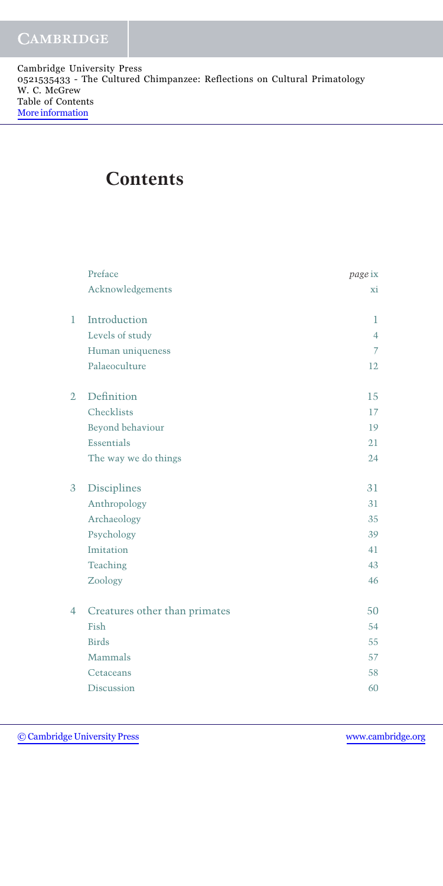Cambridge University Press
0521535433 - The Cultured Chimpanzee: Reflections on Cultural Primatology
W. C. McGrew
Table of Contents
More information

# Contents

| | | |
|---|---|---|
| | Preface | *page* ix |
| | Acknowledgements | xi |
| 1 | Introduction | 1 |
| | Levels of study | 4 |
| | Human uniqueness | 7 |
| | Palaeoculture | 12 |
| 2 | Definition | 15 |
| | Checklists | 17 |
| | Beyond behaviour | 19 |
| | Essentials | 21 |
| | The way we do things | 24 |
| 3 | Disciplines | 31 |
| | Anthropology | 31 |
| | Archaeology | 35 |
| | Psychology | 39 |
| | Imitation | 41 |
| | Teaching | 43 |
| | Zoology | 46 |
| 4 | Creatures other than primates | 50 |
| | Fish | 54 |
| | Birds | 55 |
| | Mammals | 57 |
| | Cetaceans | 58 |
| | Discussion | 60 |

© Cambridge University Press www.cambridge.org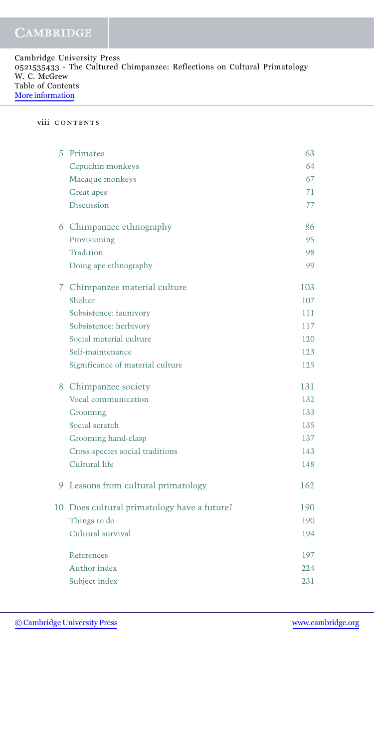| | |
|---|---|
| 5 Primates | 63 |
| Capuchin monkeys | 64 |
| Macaque monkeys | 67 |
| Great apes | 71 |
| Discussion | 77 |
| 6 Chimpanzee ethnography | 86 |
| Provisioning | 95 |
| Tradition | 98 |
| Doing ape ethnography | 99 |
| 7 Chimpanzee material culture | 103 |
| Shelter | 107 |
| Subsistence: faunivory | 111 |
| Subsistence: herbivory | 117 |
| Social material culture | 120 |
| Self-maintenance | 123 |
| Significance of material culture | 125 |
| 8 Chimpanzee society | 131 |
| Vocal communication | 132 |
| Grooming | 133 |
| Social scratch | 135 |
| Grooming hand-clasp | 137 |
| Cross-species social traditions | 143 |
| Cultural life | 148 |
| 9 Lessons from cultural primatology | 162 |
| 10 Does cultural primatology have a future? | 190 |
| Things to do | 190 |
| Cultural survival | 194 |
| References | 197 |
| Author index | 224 |
| Subject index | 231 |